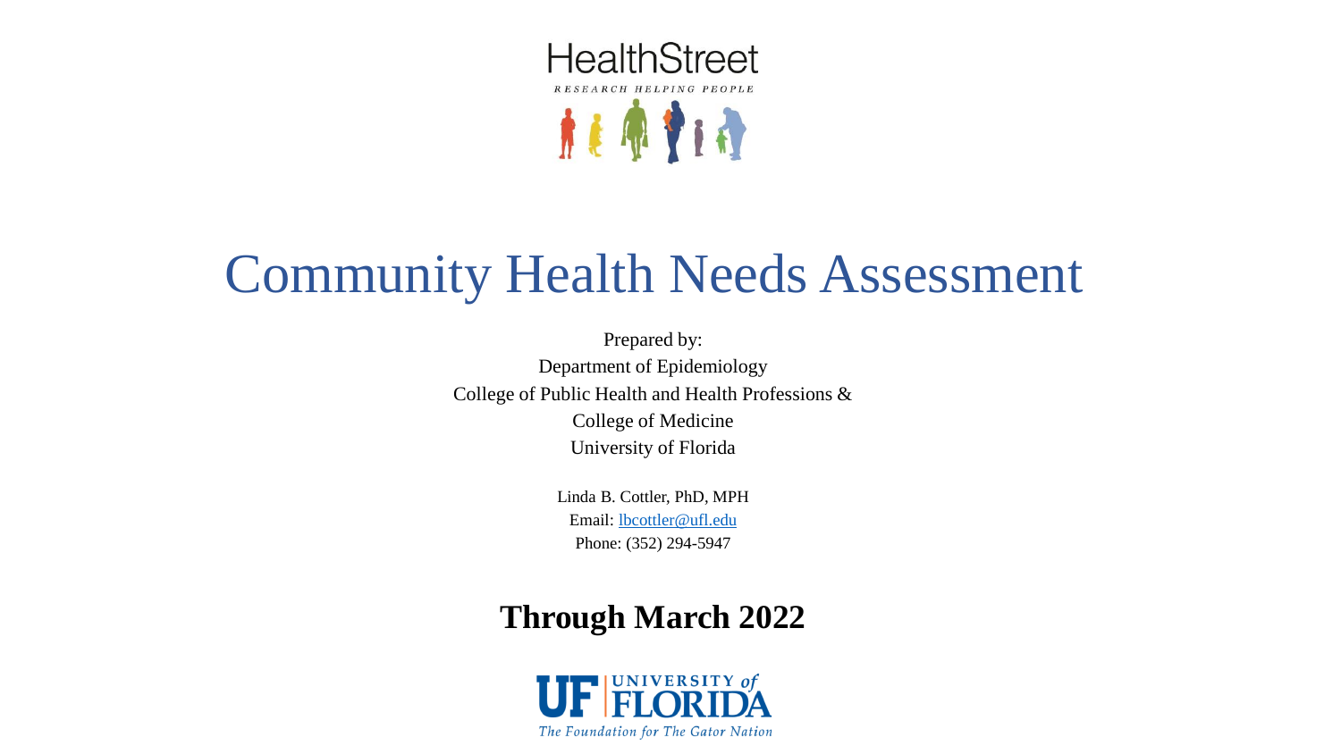HealthStreet

RESEARCH HELPING PEOPLE

# Community Health Needs Assessment

Prepared by:
Department of Epidemiology
College of Public Health and Health Professions &
College of Medicine
University of Florida

Linda B. Cottler, PhD, MPH
Email: lbcottler@ufl.edu
Phone: (352) 294-5947

**Through March 2022**

UF | UNIVERSITY of FLORIDA
The Foundation for The Gator Nation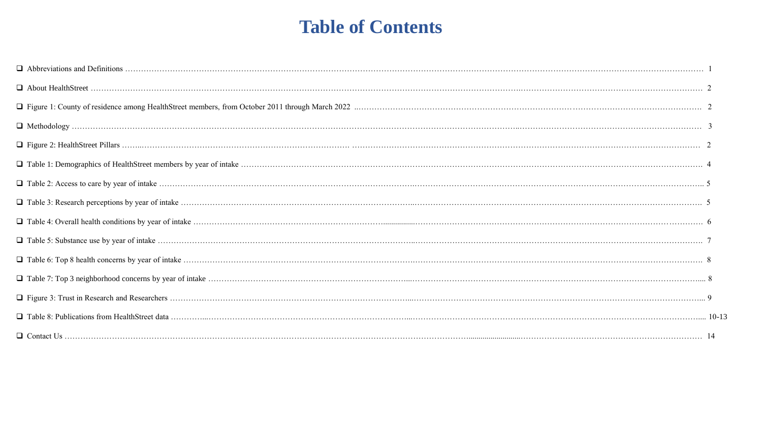# Table of Contents

- ❑ Abbreviations and Definitions ........................................................................................................................................................................ 1
- ❑ About HealthStreet ........................................................................................................................................................................ 2
- ❑ Figure 1: County of residence among HealthStreet members, from October 2011 through March 2022 ........................................................................................................................................................................ 2
- ❑ Methodology ........................................................................................................................................................................ 3
- ❑ Figure 2: HealthStreet Pillars ........................................................................................................................................................................ 2
- ❑ Table 1: Demographics of HealthStreet members by year of intake ........................................................................................................................................................................ 4
- ❑ Table 2: Access to care by year of intake ........................................................................................................................................................................ 5
- ❑ Table 3: Research perceptions by year of intake ........................................................................................................................................................................ 5
- ❑ Table 4: Overall health conditions by year of intake ........................................................................................................................................................................ 6
- ❑ Table 5: Substance use by year of intake ........................................................................................................................................................................ 7
- ❑ Table 6: Top 8 health concerns by year of intake ........................................................................................................................................................................ 8
- ❑ Table 7: Top 3 neighborhood concerns by year of intake ........................................................................................................................................................................ 8
- ❑ Figure 3: Trust in Research and Researchers ........................................................................................................................................................................ 9
- ❑ Table 8: Publications from HealthStreet data ........................................................................................................................................................................ 10-13
- ❑ Contact Us ........................................................................................................................................................................ 14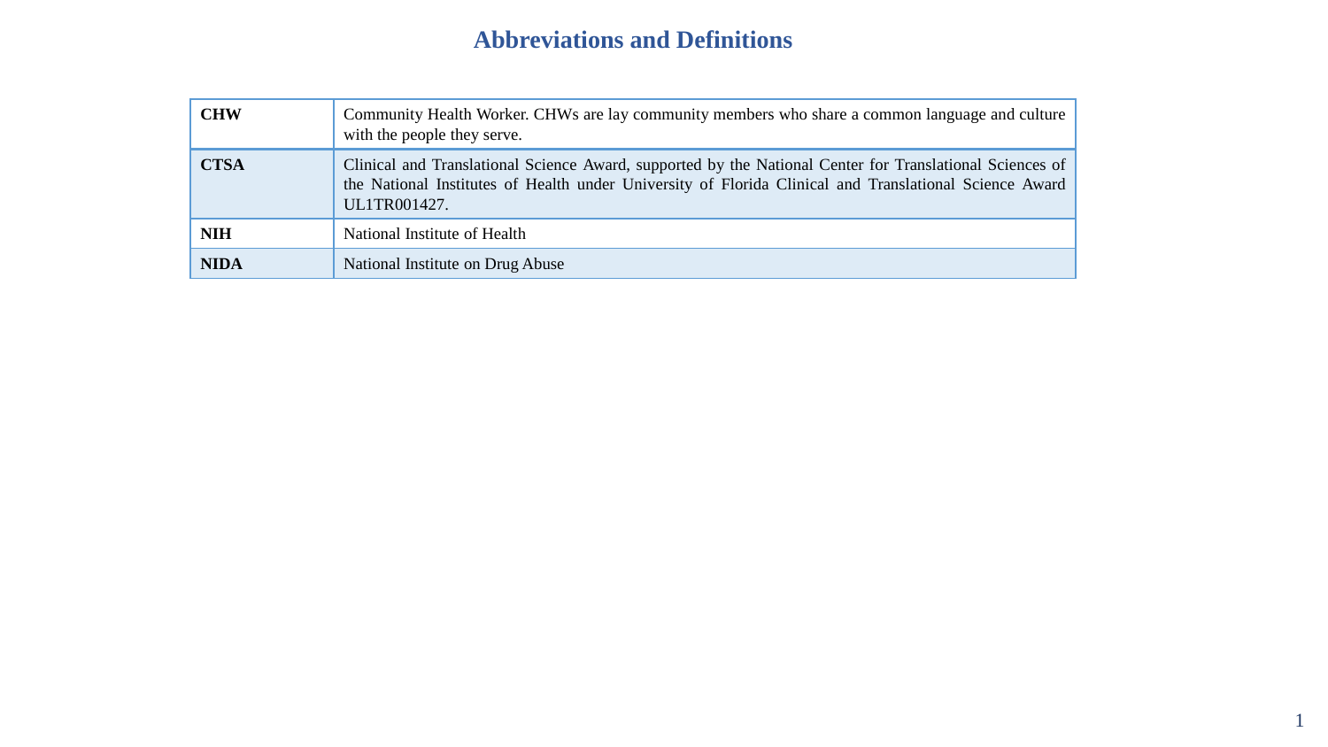# Abbreviations and Definitions

| Abbreviation | Definition |
|---|---|
| **CHW** | Community Health Worker. CHWs are lay community members who share a common language and culture with the people they serve. |
| **CTSA** | Clinical and Translational Science Award, supported by the National Center for Translational Sciences of the National Institutes of Health under University of Florida Clinical and Translational Science Award UL1TR001427. |
| **NIH** | National Institute of Health |
| **NIDA** | National Institute on Drug Abuse |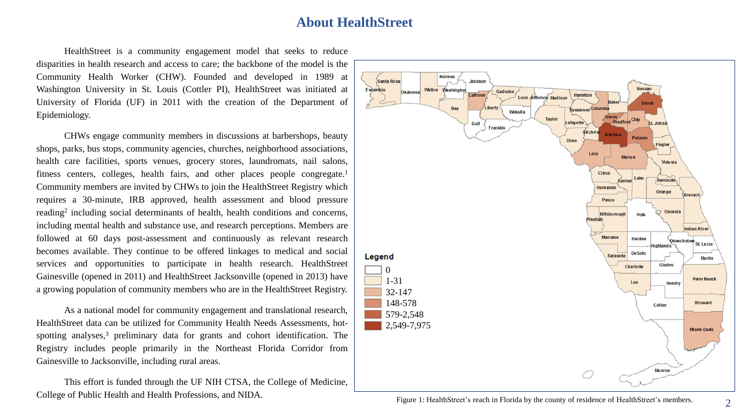# About HealthStreet

HealthStreet is a community engagement model that seeks to reduce disparities in health research and access to care; the backbone of the model is the Community Health Worker (CHW). Founded and developed in 1989 at Washington University in St. Louis (Cottler PI), HealthStreet was initiated at University of Florida (UF) in 2011 with the creation of the Department of Epidemiology.

CHWs engage community members in discussions at barbershops, beauty shops, parks, bus stops, community agencies, churches, neighborhood associations, health care facilities, sports venues, grocery stores, laundromats, nail salons, fitness centers, colleges, health fairs, and other places people congregate.[1] Community members are invited by CHWs to join the HealthStreet Registry which requires a 30-minute, IRB approved, health assessment and blood pressure reading[2] including social determinants of health, health conditions and concerns, including mental health and substance use, and research perceptions. Members are followed at 60 days post-assessment and continuously as relevant research becomes available. They continue to be offered linkages to medical and social services and opportunities to participate in health research. HealthStreet Gainesville (opened in 2011) and HealthStreet Jacksonville (opened in 2013) have a growing population of community members who are in the HealthStreet Registry.

As a national model for community engagement and translational research, HealthStreet data can be utilized for Community Health Needs Assessments, hot-spotting analyses,[3] preliminary data for grants and cohort identification. The Registry includes people primarily in the Northeast Florida Corridor from Gainesville to Jacksonville, including rural areas.

This effort is funded through the UF NIH CTSA, the College of Medicine, College of Public Health and Health Professions, and NIDA.

Legend: 0; 1-31; 32-147; 148-578; 579-2,548; 2,549-7,975

Figure 1: HealthStreet's reach in Florida by the county of residence of HealthStreet's members.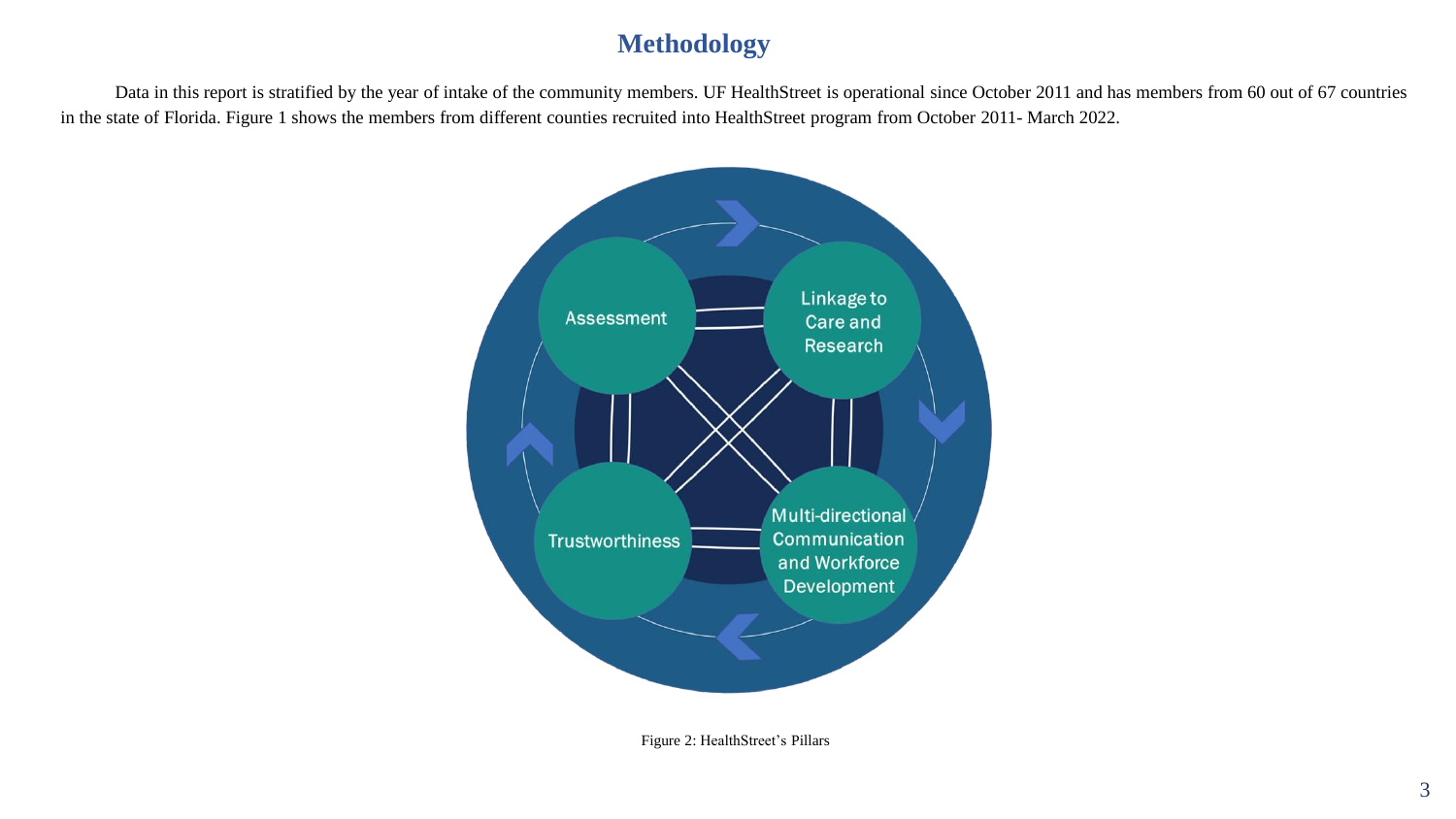# Methodology

Data in this report is stratified by the year of intake of the community members. UF HealthStreet is operational since October 2011 and has members from 60 out of 67 countries in the state of Florida. Figure 1 shows the members from different counties recruited into HealthStreet program from October 2011- March 2022.

Assessment

Linkage to Care and Research

Multi-directional Communication and Workforce Development

Trustworthiness

Figure 2: HealthStreet's Pillars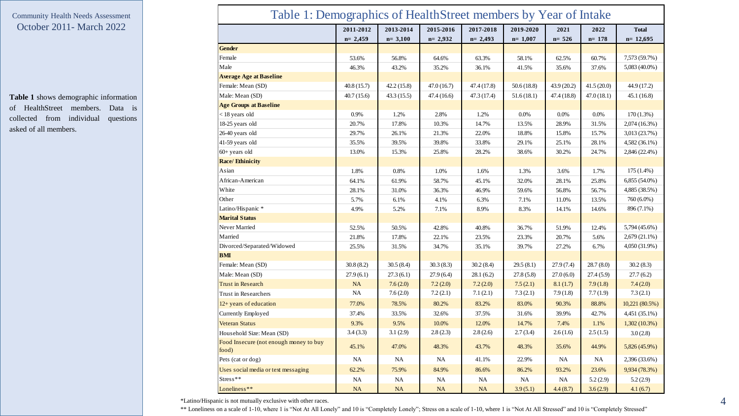Community Health Needs Assessment
October 2011- March 2022

**Table 1** shows demographic information of HealthStreet members. Data is collected from individual questions asked of all members.

# Table 1: Demographics of HealthStreet members by Year of Intake

| | 2011-2012 n= 2,459 | 2013-2014 n= 3,100 | 2015-2016 n= 2,932 | 2017-2018 n= 2,493 | 2019-2020 n= 1,007 | 2021 n= 526 | 2022 n= 178 | Total n= 12,695 |
|---|---|---|---|---|---|---|---|---|
| **Gender** | | | | | | | | |
| Female | 53.6% | 56.8% | 64.6% | 63.3% | 58.1% | 62.5% | 60.7% | 7,573 (59.7%) |
| Male | 46.3% | 43.2% | 35.2% | 36.1% | 41.5% | 35.6% | 37.6% | 5,083 (40.0%) |
| **Average Age at Baseline** | | | | | | | | |
| Female: Mean (SD) | 40.8 (15.7) | 42.2 (15.8) | 47.0 (16.7) | 47.4 (17.8) | 50.6 (18.8) | 43.9 (20.2) | 41.5 (20.0) | 44.9 (17.2) |
| Male: Mean (SD) | 40.7 (15.6) | 43.3 (15.5) | 47.4 (16.6) | 47.3 (17.4) | 51.6 (18.1) | 47.4 (18.8) | 47.0 (18.1) | 45.1 (16.8) |
| **Age Groups at Baseline** | | | | | | | | |
| < 18 years old | 0.9% | 1.2% | 2.8% | 1.2% | 0.0% | 0.0% | 0.0% | 170 (1.3%) |
| 18-25 years old | 20.7% | 17.8% | 10.3% | 14.7% | 13.5% | 28.9% | 31.5% | 2,074 (16.3%) |
| 26-40 years old | 29.7% | 26.1% | 21.3% | 22.0% | 18.8% | 15.8% | 15.7% | 3,013 (23.7%) |
| 41-59 years old | 35.5% | 39.5% | 39.8% | 33.8% | 29.1% | 25.1% | 28.1% | 4,582 (36.1%) |
| 60+ years old | 13.0% | 15.3% | 25.8% | 28.2% | 38.6% | 30.2% | 24.7% | 2,846 (22.4%) |
| **Race/ Ethinicity** | | | | | | | | |
| Asian | 1.8% | 0.8% | 1.0% | 1.6% | 1.3% | 3.6% | 1.7% | 175 (1.4%) |
| African-American | 64.1% | 61.9% | 58.7% | 45.1% | 32.0% | 28.1% | 25.8% | 6,855 (54.0%) |
| White | 28.1% | 31.0% | 36.3% | 46.9% | 59.6% | 56.8% | 56.7% | 4,885 (38.5%) |
| Other | 5.7% | 6.1% | 4.1% | 6.3% | 7.1% | 11.0% | 13.5% | 760 (6.0%) |
| Latino/Hispanic * | 4.9% | 5.2% | 7.1% | 8.9% | 8.3% | 14.1% | 14.6% | 896 (7.1%) |
| **Marital Status** | | | | | | | | |
| Never Married | 52.5% | 50.5% | 42.8% | 40.8% | 36.7% | 51.9% | 12.4% | 5,794 (45.6%) |
| Married | 21.8% | 17.8% | 22.1% | 23.5% | 23.3% | 20.7% | 5.6% | 2,679 (21.1%) |
| Divorced/Separated/Widowed | 25.5% | 31.5% | 34.7% | 35.1% | 39.7% | 27.2% | 6.7% | 4,050 (31.9%) |
| **BMI** | | | | | | | | |
| Female: Mean (SD) | 30.8 (8.2) | 30.5 (8.4) | 30.3 (8.3) | 30.2 (8.4) | 29.5 (8.1) | 27.9 (7.4) | 28.7 (8.0) | 30.2 (8.3) |
| Male: Mean (SD) | 27.9 (6.1) | 27.3 (6.1) | 27.9 (6.4) | 28.1 (6.2) | 27.8 (5.8) | 27.0 (6.0) | 27.4 (5.9) | 27.7 (6.2) |
| Trust in Research | NA | 7.6 (2.0) | 7.2 (2.0) | 7.2 (2.0) | 7.5 (2.1) | 8.1 (1.7) | 7.9 (1.8) | 7.4 (2.0) |
| Trust in Researchers | NA | 7.6 (2.0) | 7.2 (2.0) | 7.1 (2.1) | 7.3 (2.1) | 7.9 (1.8) | 7.7 (1.9) | 7.3 (2.1) |
| 12+ years of education | 77.0% | 78.5% | 80.2% | 83.2% | 83.0% | 90.3% | 88.8% | 10,221 (80.5%) |
| Currently Employed | 37.4% | 33.5% | 32.6% | 37.5% | 31.6% | 39.9% | 42.7% | 4,451 (35.1%) |
| Veteran Status | 9.3% | 9.5% | 10.0% | 12.0% | 14.7% | 7.4% | 1.1% | 1,302 (10.3%) |
| Household Size: Mean (SD) | 3.4 (3.3) | 3.1 (2.9) | 2.8 (2.3) | 2.8 (2.6) | 2.7 (3.4) | 2.6 (1.6) | 2.5 (1.5) | 3.0 (2.8) |
| Food Insecure (not enough money to buy food) | 45.1% | 47.0% | 48.3% | 43.7% | 48.3% | 35.6% | 44.9% | 5,826 (45.9%) |
| Pets (cat or dog) | NA | NA | NA | 41.1% | 22.9% | NA | NA | 2,396 (33.6%) |
| Uses social media or text messaging | 62.2% | 75.9% | 84.9% | 86.6% | 86.2% | 93.2% | 23.6% | 9,934 (78.3%) |
| Stress** | NA | NA | NA | NA | NA | NA | 5.2 (2.9) | 5.2 (2.9) |
| Loneliness** | NA | NA | NA | NA | 3.9 (5.1) | 4.4 (8.7) | 3.6 (2.9) | 4.1 (6.7) |

*Latino/Hispanic is not mutually exclusive with other races.

** Loneliness on a scale of 1-10, where 1 is "Not At All Lonely" and 10 is "Completely Lonely"; Stress on a scale of 1-10, where 1 is "Not At All Stressed" and 10 is "Completely Stressed"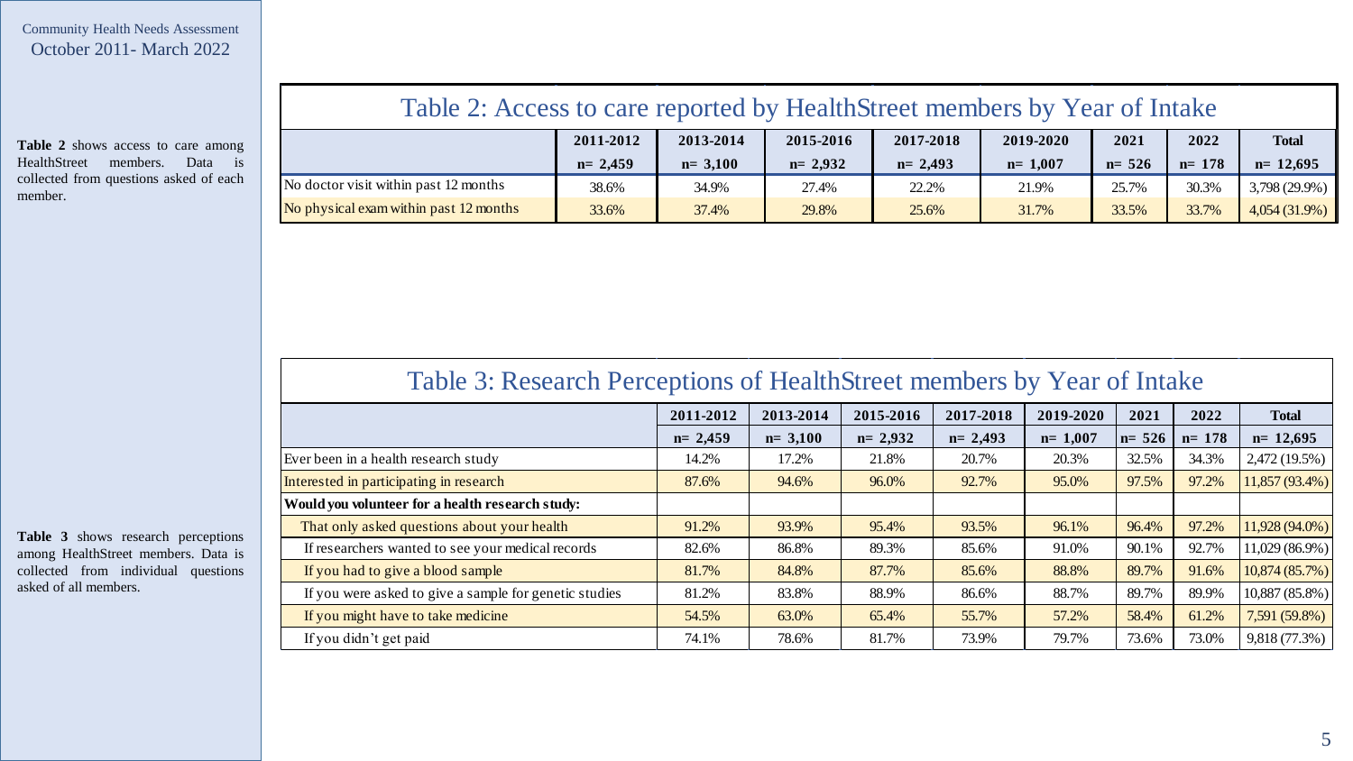Community Health Needs Assessment
October 2011- March 2022

**Table 2** shows access to care among HealthStreet members. Data is collected from questions asked of each member.

## Table 2: Access to care reported by HealthStreet members by Year of Intake

| | 2011-2012 | 2013-2014 | 2015-2016 | 2017-2018 | 2019-2020 | 2021 | 2022 | Total |
|---|---|---|---|---|---|---|---|---|
| | n= 2,459 | n= 3,100 | n= 2,932 | n= 2,493 | n= 1,007 | n= 526 | n= 178 | n= 12,695 |
| No doctor visit within past 12 months | 38.6% | 34.9% | 27.4% | 22.2% | 21.9% | 25.7% | 30.3% | 3,798 (29.9%) |
| No physical exam within past 12 months | 33.6% | 37.4% | 29.8% | 25.6% | 31.7% | 33.5% | 33.7% | 4,054 (31.9%) |

**Table 3** shows research perceptions among HealthStreet members. Data is collected from individual questions asked of all members.

## Table 3: Research Perceptions of HealthStreet members by Year of Intake

| | 2011-2012 | 2013-2014 | 2015-2016 | 2017-2018 | 2019-2020 | 2021 | 2022 | Total |
|---|---|---|---|---|---|---|---|---|
| | n= 2,459 | n= 3,100 | n= 2,932 | n= 2,493 | n= 1,007 | n= 526 | n= 178 | n= 12,695 |
| Ever been in a health research study | 14.2% | 17.2% | 21.8% | 20.7% | 20.3% | 32.5% | 34.3% | 2,472 (19.5%) |
| Interested in participating in research | 87.6% | 94.6% | 96.0% | 92.7% | 95.0% | 97.5% | 97.2% | 11,857 (93.4%) |
| **Would you volunteer for a health research study:** | | | | | | | | |
| That only asked questions about your health | 91.2% | 93.9% | 95.4% | 93.5% | 96.1% | 96.4% | 97.2% | 11,928 (94.0%) |
| If researchers wanted to see your medical records | 82.6% | 86.8% | 89.3% | 85.6% | 91.0% | 90.1% | 92.7% | 11,029 (86.9%) |
| If you had to give a blood sample | 81.7% | 84.8% | 87.7% | 85.6% | 88.8% | 89.7% | 91.6% | 10,874 (85.7%) |
| If you were asked to give a sample for genetic studies | 81.2% | 83.8% | 88.9% | 86.6% | 88.7% | 89.7% | 89.9% | 10,887 (85.8%) |
| If you might have to take medicine | 54.5% | 63.0% | 65.4% | 55.7% | 57.2% | 58.4% | 61.2% | 7,591 (59.8%) |
| If you didn't get paid | 74.1% | 78.6% | 81.7% | 73.9% | 79.7% | 73.6% | 73.0% | 9,818 (77.3%) |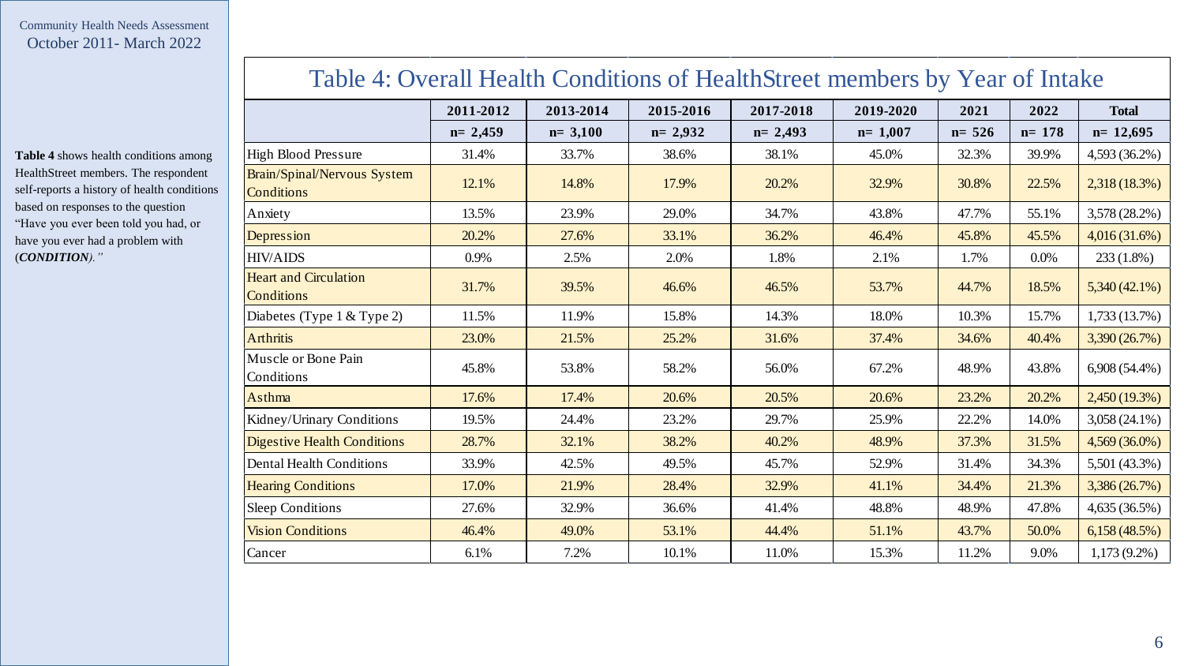Community Health Needs Assessment
October 2011- March 2022

**Table 4** shows health conditions among HealthStreet members. The respondent self-reports a history of health conditions based on responses to the question "Have you ever been told you had, or have you ever had a problem with (***CONDITION***)."

# Table 4: Overall Health Conditions of HealthStreet members by Year of Intake

| | 2011-2012 | 2013-2014 | 2015-2016 | 2017-2018 | 2019-2020 | 2021 | 2022 | Total |
|---|---|---|---|---|---|---|---|---|
| | n= 2,459 | n= 3,100 | n= 2,932 | n= 2,493 | n= 1,007 | n= 526 | n= 178 | n= 12,695 |
| High Blood Pressure | 31.4% | 33.7% | 38.6% | 38.1% | 45.0% | 32.3% | 39.9% | 4,593 (36.2%) |
| Brain/Spinal/Nervous System Conditions | 12.1% | 14.8% | 17.9% | 20.2% | 32.9% | 30.8% | 22.5% | 2,318 (18.3%) |
| Anxiety | 13.5% | 23.9% | 29.0% | 34.7% | 43.8% | 47.7% | 55.1% | 3,578 (28.2%) |
| Depression | 20.2% | 27.6% | 33.1% | 36.2% | 46.4% | 45.8% | 45.5% | 4,016 (31.6%) |
| HIV/AIDS | 0.9% | 2.5% | 2.0% | 1.8% | 2.1% | 1.7% | 0.0% | 233 (1.8%) |
| Heart and Circulation Conditions | 31.7% | 39.5% | 46.6% | 46.5% | 53.7% | 44.7% | 18.5% | 5,340 (42.1%) |
| Diabetes (Type 1 & Type 2) | 11.5% | 11.9% | 15.8% | 14.3% | 18.0% | 10.3% | 15.7% | 1,733 (13.7%) |
| Arthritis | 23.0% | 21.5% | 25.2% | 31.6% | 37.4% | 34.6% | 40.4% | 3,390 (26.7%) |
| Muscle or Bone Pain Conditions | 45.8% | 53.8% | 58.2% | 56.0% | 67.2% | 48.9% | 43.8% | 6,908 (54.4%) |
| Asthma | 17.6% | 17.4% | 20.6% | 20.5% | 20.6% | 23.2% | 20.2% | 2,450 (19.3%) |
| Kidney/Urinary Conditions | 19.5% | 24.4% | 23.2% | 29.7% | 25.9% | 22.2% | 14.0% | 3,058 (24.1%) |
| Digestive Health Conditions | 28.7% | 32.1% | 38.2% | 40.2% | 48.9% | 37.3% | 31.5% | 4,569 (36.0%) |
| Dental Health Conditions | 33.9% | 42.5% | 49.5% | 45.7% | 52.9% | 31.4% | 34.3% | 5,501 (43.3%) |
| Hearing Conditions | 17.0% | 21.9% | 28.4% | 32.9% | 41.1% | 34.4% | 21.3% | 3,386 (26.7%) |
| Sleep Conditions | 27.6% | 32.9% | 36.6% | 41.4% | 48.8% | 48.9% | 47.8% | 4,635 (36.5%) |
| Vision Conditions | 46.4% | 49.0% | 53.1% | 44.4% | 51.1% | 43.7% | 50.0% | 6,158 (48.5%) |
| Cancer | 6.1% | 7.2% | 10.1% | 11.0% | 15.3% | 11.2% | 9.0% | 1,173 (9.2%) |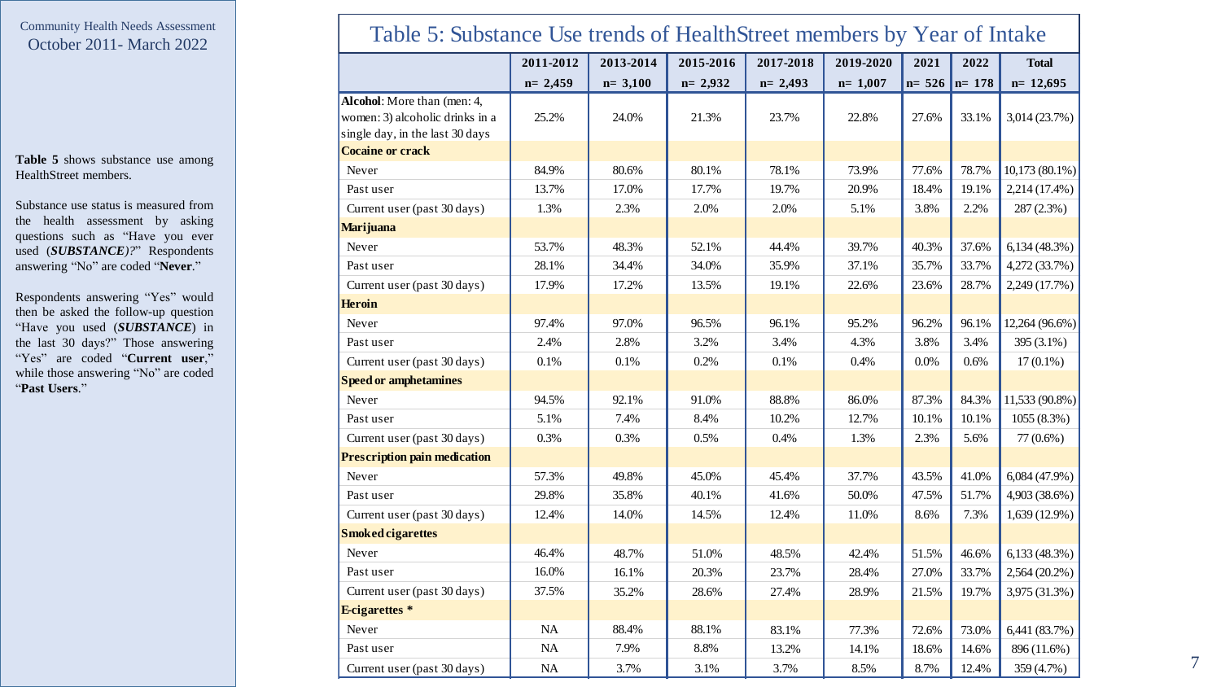Community Health Needs Assessment
October 2011- March 2022

**Table 5** shows substance use among HealthStreet members.

Substance use status is measured from the health assessment by asking questions such as "Have you ever used (***SUBSTANCE)?***" Respondents answering "No" are coded "**Never**."

Respondents answering "Yes" would then be asked the follow-up question "Have you used (***SUBSTANCE***) in the last 30 days?" Those answering "Yes" are coded "**Current user**," while those answering "No" are coded "**Past Users**."

# Table 5: Substance Use trends of HealthStreet members by Year of Intake

| | 2011-2012 | 2013-2014 | 2015-2016 | 2017-2018 | 2019-2020 | 2021 | 2022 | Total |
|---|---|---|---|---|---|---|---|---|
| | n= 2,459 | n= 3,100 | n= 2,932 | n= 2,493 | n= 1,007 | n= 526 | n= 178 | n= 12,695 |
| **Alcohol**: More than (men: 4, women: 3) alcoholic drinks in a single day, in the last 30 days | 25.2% | 24.0% | 21.3% | 23.7% | 22.8% | 27.6% | 33.1% | 3,014 (23.7%) |
| **Cocaine or crack** | | | | | | | | |
| Never | 84.9% | 80.6% | 80.1% | 78.1% | 73.9% | 77.6% | 78.7% | 10,173 (80.1%) |
| Past user | 13.7% | 17.0% | 17.7% | 19.7% | 20.9% | 18.4% | 19.1% | 2,214 (17.4%) |
| Current user (past 30 days) | 1.3% | 2.3% | 2.0% | 2.0% | 5.1% | 3.8% | 2.2% | 287 (2.3%) |
| **Marijuana** | | | | | | | | |
| Never | 53.7% | 48.3% | 52.1% | 44.4% | 39.7% | 40.3% | 37.6% | 6,134 (48.3%) |
| Past user | 28.1% | 34.4% | 34.0% | 35.9% | 37.1% | 35.7% | 33.7% | 4,272 (33.7%) |
| Current user (past 30 days) | 17.9% | 17.2% | 13.5% | 19.1% | 22.6% | 23.6% | 28.7% | 2,249 (17.7%) |
| **Heroin** | | | | | | | | |
| Never | 97.4% | 97.0% | 96.5% | 96.1% | 95.2% | 96.2% | 96.1% | 12,264 (96.6%) |
| Past user | 2.4% | 2.8% | 3.2% | 3.4% | 4.3% | 3.8% | 3.4% | 395 (3.1%) |
| Current user (past 30 days) | 0.1% | 0.1% | 0.2% | 0.1% | 0.4% | 0.0% | 0.6% | 17 (0.1%) |
| **Speed or amphetamines** | | | | | | | | |
| Never | 94.5% | 92.1% | 91.0% | 88.8% | 86.0% | 87.3% | 84.3% | 11,533 (90.8%) |
| Past user | 5.1% | 7.4% | 8.4% | 10.2% | 12.7% | 10.1% | 10.1% | 1055 (8.3%) |
| Current user (past 30 days) | 0.3% | 0.3% | 0.5% | 0.4% | 1.3% | 2.3% | 5.6% | 77 (0.6%) |
| **Prescription pain medication** | | | | | | | | |
| Never | 57.3% | 49.8% | 45.0% | 45.4% | 37.7% | 43.5% | 41.0% | 6,084 (47.9%) |
| Past user | 29.8% | 35.8% | 40.1% | 41.6% | 50.0% | 47.5% | 51.7% | 4,903 (38.6%) |
| Current user (past 30 days) | 12.4% | 14.0% | 14.5% | 12.4% | 11.0% | 8.6% | 7.3% | 1,639 (12.9%) |
| **Smoked cigarettes** | | | | | | | | |
| Never | 46.4% | 48.7% | 51.0% | 48.5% | 42.4% | 51.5% | 46.6% | 6,133 (48.3%) |
| Past user | 16.0% | 16.1% | 20.3% | 23.7% | 28.4% | 27.0% | 33.7% | 2,564 (20.2%) |
| Current user (past 30 days) | 37.5% | 35.2% | 28.6% | 27.4% | 28.9% | 21.5% | 19.7% | 3,975 (31.3%) |
| **E-cigarettes** * | | | | | | | | |
| Never | NA | 88.4% | 88.1% | 83.1% | 77.3% | 72.6% | 73.0% | 6,441 (83.7%) |
| Past user | NA | 7.9% | 8.8% | 13.2% | 14.1% | 18.6% | 14.6% | 896 (11.6%) |
| Current user (past 30 days) | NA | 3.7% | 3.1% | 3.7% | 8.5% | 8.7% | 12.4% | 359 (4.7%) |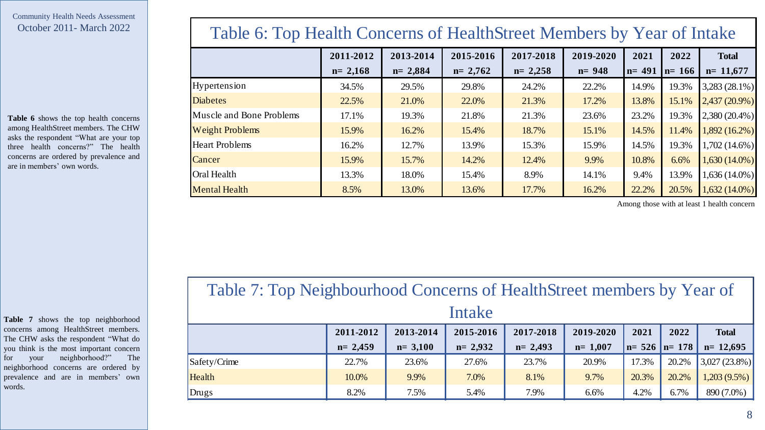Community Health Needs Assessment
October 2011- March 2022

**Table 6** shows the top health concerns among HealthStreet members. The CHW asks the respondent "What are your top three health concerns?" The health concerns are ordered by prevalence and are in members' own words.

## Table 6: Top Health Concerns of HealthStreet Members by Year of Intake

| | 2011-2012 n= 2,168 | 2013-2014 n= 2,884 | 2015-2016 n= 2,762 | 2017-2018 n= 2,258 | 2019-2020 n= 948 | 2021 n= 491 | 2022 n= 166 | Total n= 11,677 |
|---|---|---|---|---|---|---|---|---|
| Hypertension | 34.5% | 29.5% | 29.8% | 24.2% | 22.2% | 14.9% | 19.3% | 3,283 (28.1%) |
| Diabetes | 22.5% | 21.0% | 22.0% | 21.3% | 17.2% | 13.8% | 15.1% | 2,437 (20.9%) |
| Muscle and Bone Problems | 17.1% | 19.3% | 21.8% | 21.3% | 23.6% | 23.2% | 19.3% | 2,380 (20.4%) |
| Weight Problems | 15.9% | 16.2% | 15.4% | 18.7% | 15.1% | 14.5% | 11.4% | 1,892 (16.2%) |
| Heart Problems | 16.2% | 12.7% | 13.9% | 15.3% | 15.9% | 14.5% | 19.3% | 1,702 (14.6%) |
| Cancer | 15.9% | 15.7% | 14.2% | 12.4% | 9.9% | 10.8% | 6.6% | 1,630 (14.0%) |
| Oral Health | 13.3% | 18.0% | 15.4% | 8.9% | 14.1% | 9.4% | 13.9% | 1,636 (14.0%) |
| Mental Health | 8.5% | 13.0% | 13.6% | 17.7% | 16.2% | 22.2% | 20.5% | 1,632 (14.0%) |

Among those with at least 1 health concern

**Table 7** shows the top neighborhood concerns among HealthStreet members. The CHW asks the respondent "What do you think is the most important concern for your neighborhood?" The neighborhood concerns are ordered by prevalence and are in members' own words.

## Table 7: Top Neighbourhood Concerns of HealthStreet members by Year of Intake

| | 2011-2012 n= 2,459 | 2013-2014 n= 3,100 | 2015-2016 n= 2,932 | 2017-2018 n= 2,493 | 2019-2020 n= 1,007 | 2021 n= 526 | 2022 n= 178 | Total n= 12,695 |
|---|---|---|---|---|---|---|---|---|
| Safety/Crime | 22.7% | 23.6% | 27.6% | 23.7% | 20.9% | 17.3% | 20.2% | 3,027 (23.8%) |
| Health | 10.0% | 9.9% | 7.0% | 8.1% | 9.7% | 20.3% | 20.2% | 1,203 (9.5%) |
| Drugs | 8.2% | 7.5% | 5.4% | 7.9% | 6.6% | 4.2% | 6.7% | 890 (7.0%) |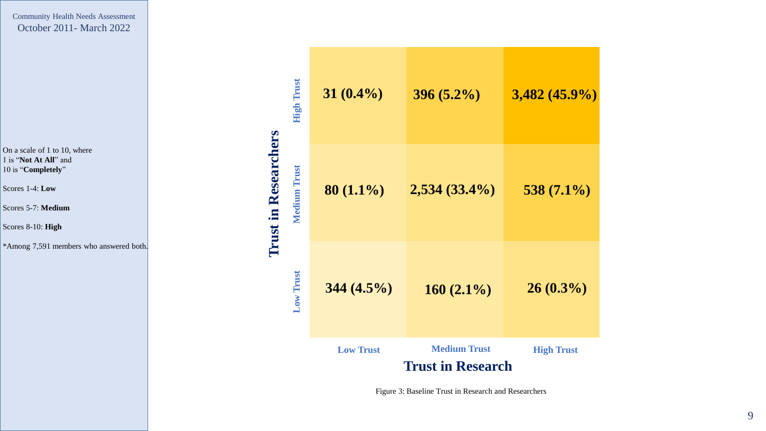On a scale of 1 to 10, where
1 is "**Not At All**" and
10 is "**Completely**"

Scores 1-4: **Low**

Scores 5-7: **Medium**

Scores 8-10: **High**

*Among 7,591 members who answered both.

| Trust in Researchers \ Trust in Research | Low Trust | Medium Trust | High Trust |
|---|---|---|---|
| **High Trust** | 31 (0.4%) | 396 (5.2%) | 3,482 (45.9%) |
| **Medium Trust** | 80 (1.1%) | 2,534 (33.4%) | 538 (7.1%) |
| **Low Trust** | 344 (4.5%) | 160 (2.1%) | 26 (0.3%) |

Figure 3: Baseline Trust in Research and Researchers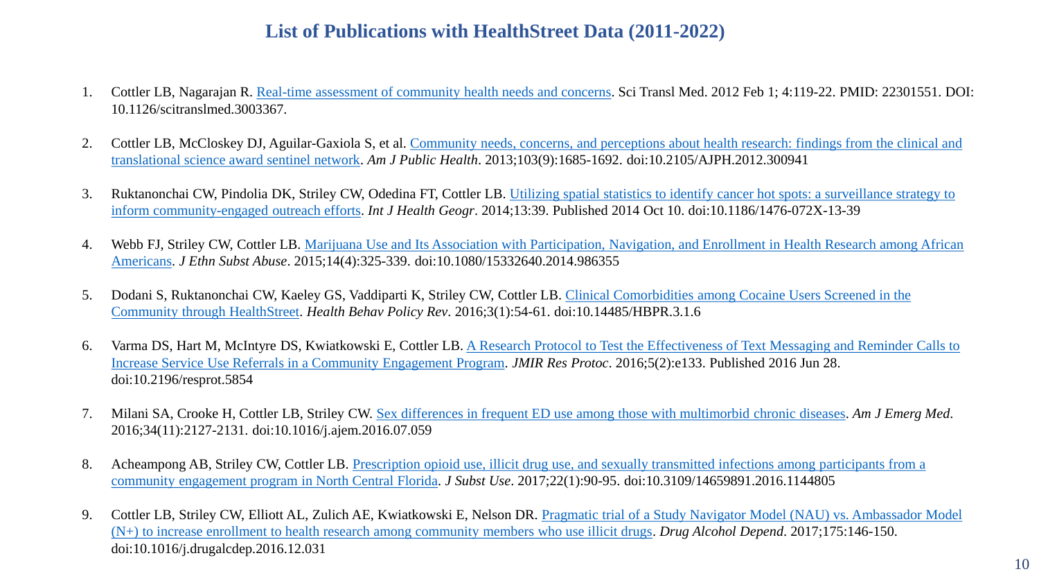# List of Publications with HealthStreet Data (2011-2022)

1. Cottler LB, Nagarajan R. Real-time assessment of community health needs and concerns. Sci Transl Med. 2012 Feb 1; 4:119-22. PMID: 22301551. DOI: 10.1126/scitranslmed.3003367.

2. Cottler LB, McCloskey DJ, Aguilar-Gaxiola S, et al. Community needs, concerns, and perceptions about health research: findings from the clinical and translational science award sentinel network. *Am J Public Health*. 2013;103(9):1685-1692. doi:10.2105/AJPH.2012.300941

3. Ruktanonchai CW, Pindolia DK, Striley CW, Odedina FT, Cottler LB. Utilizing spatial statistics to identify cancer hot spots: a surveillance strategy to inform community-engaged outreach efforts. *Int J Health Geogr*. 2014;13:39. Published 2014 Oct 10. doi:10.1186/1476-072X-13-39

4. Webb FJ, Striley CW, Cottler LB. Marijuana Use and Its Association with Participation, Navigation, and Enrollment in Health Research among African Americans. *J Ethn Subst Abuse*. 2015;14(4):325-339. doi:10.1080/15332640.2014.986355

5. Dodani S, Ruktanonchai CW, Kaeley GS, Vaddiparti K, Striley CW, Cottler LB. Clinical Comorbidities among Cocaine Users Screened in the Community through HealthStreet. *Health Behav Policy Rev*. 2016;3(1):54-61. doi:10.14485/HBPR.3.1.6

6. Varma DS, Hart M, McIntyre DS, Kwiatkowski E, Cottler LB. A Research Protocol to Test the Effectiveness of Text Messaging and Reminder Calls to Increase Service Use Referrals in a Community Engagement Program. *JMIR Res Protoc*. 2016;5(2):e133. Published 2016 Jun 28. doi:10.2196/resprot.5854

7. Milani SA, Crooke H, Cottler LB, Striley CW. Sex differences in frequent ED use among those with multimorbid chronic diseases. *Am J Emerg Med*. 2016;34(11):2127-2131. doi:10.1016/j.ajem.2016.07.059

8. Acheampong AB, Striley CW, Cottler LB. Prescription opioid use, illicit drug use, and sexually transmitted infections among participants from a community engagement program in North Central Florida. *J Subst Use*. 2017;22(1):90-95. doi:10.3109/14659891.2016.1144805

9. Cottler LB, Striley CW, Elliott AL, Zulich AE, Kwiatkowski E, Nelson DR. Pragmatic trial of a Study Navigator Model (NAU) vs. Ambassador Model (N+) to increase enrollment to health research among community members who use illicit drugs. *Drug Alcohol Depend*. 2017;175:146-150. doi:10.1016/j.drugalcdep.2016.12.031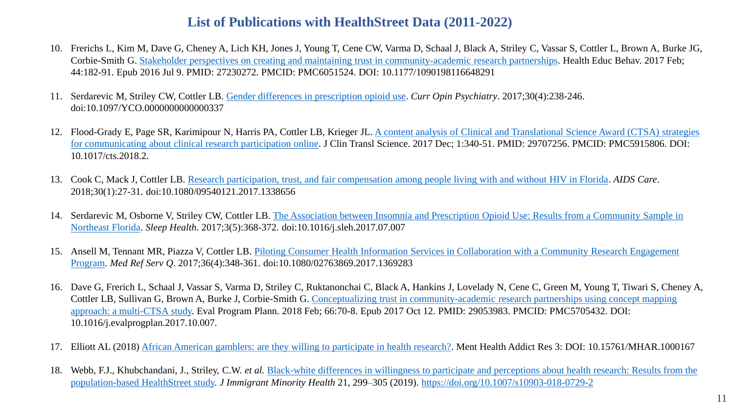# List of Publications with HealthStreet Data (2011-2022)

10. Frerichs L, Kim M, Dave G, Cheney A, Lich KH, Jones J, Young T, Cene CW, Varma D, Schaal J, Black A, Striley C, Vassar S, Cottler L, Brown A, Burke JG, Corbie-Smith G. [Stakeholder perspectives on creating and maintaining trust in community-academic research partnerships](). Health Educ Behav. 2017 Feb; 44:182-91. Epub 2016 Jul 9. PMID: 27230272. PMCID: PMC6051524. DOI: 10.1177/1090198116648291

11. Serdarevic M, Striley CW, Cottler LB. [Gender differences in prescription opioid use](). *Curr Opin Psychiatry*. 2017;30(4):238-246. doi:10.1097/YCO.0000000000000337

12. Flood-Grady E, Page SR, Karimipour N, Harris PA, Cottler LB, Krieger JL. [A content analysis of Clinical and Translational Science Award (CTSA) strategies for communicating about clinical research participation online](). J Clin Transl Science. 2017 Dec; 1:340-51. PMID: 29707256. PMCID: PMC5915806. DOI: 10.1017/cts.2018.2.

13. Cook C, Mack J, Cottler LB. [Research participation, trust, and fair compensation among people living with and without HIV in Florida](). *AIDS Care*. 2018;30(1):27-31. doi:10.1080/09540121.2017.1338656

14. Serdarevic M, Osborne V, Striley CW, Cottler LB. [The Association between Insomnia and Prescription Opioid Use: Results from a Community Sample in Northeast Florida](). *Sleep Health*. 2017;3(5):368-372. doi:10.1016/j.sleh.2017.07.007

15. Ansell M, Tennant MR, Piazza V, Cottler LB. [Piloting Consumer Health Information Services in Collaboration with a Community Research Engagement Program](). *Med Ref Serv Q*. 2017;36(4):348-361. doi:10.1080/02763869.2017.1369283

16. Dave G, Frerich L, Schaal J, Vassar S, Varma D, Striley C, Ruktanonchai C, Black A, Hankins J, Lovelady N, Cene C, Green M, Young T, Tiwari S, Cheney A, Cottler LB, Sullivan G, Brown A, Burke J, Corbie-Smith G. [Conceptualizing trust in community-academic research partnerships using concept mapping approach: a multi-CTSA study](). Eval Program Plann. 2018 Feb; 66:70-8. Epub 2017 Oct 12. PMID: 29053983. PMCID: PMC5705432. DOI: 10.1016/j.evalprogplan.2017.10.007.

17. Elliott AL (2018) [African American gamblers: are they willing to participate in health research?](). Ment Health Addict Res 3: DOI: 10.15761/MHAR.1000167

18. Webb, F.J., Khubchandani, J., Striley, C.W. *et al.* [Black-white differences in willingness to participate and perceptions about health research: Results from the population-based HealthStreet study](). *J Immigrant Minority Health* 21, 299–305 (2019). https://doi.org/10.1007/s10903-018-0729-2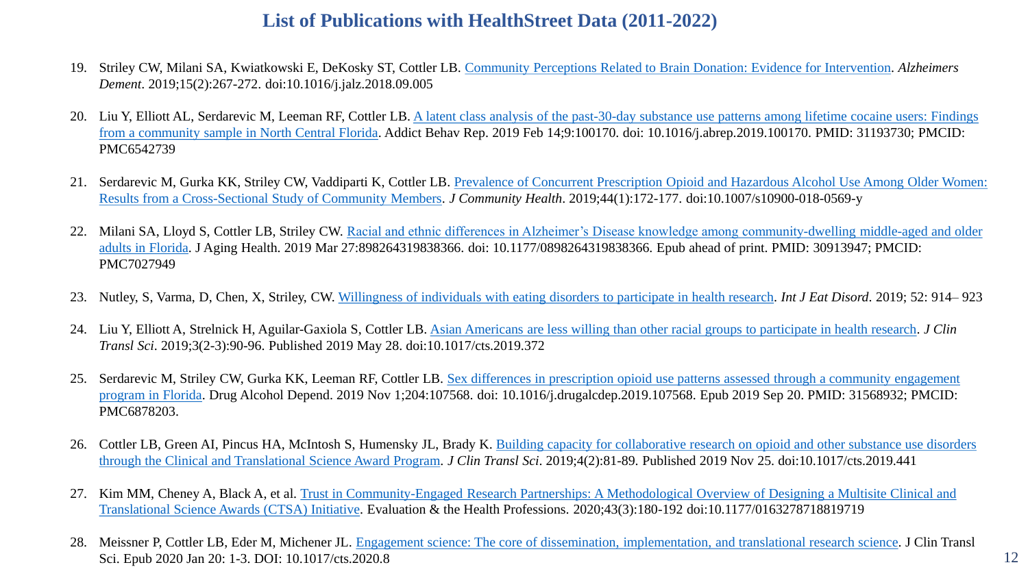# List of Publications with HealthStreet Data (2011-2022)

19. Striley CW, Milani SA, Kwiatkowski E, DeKosky ST, Cottler LB. Community Perceptions Related to Brain Donation: Evidence for Intervention. *Alzheimers Dement*. 2019;15(2):267-272. doi:10.1016/j.jalz.2018.09.005

20. Liu Y, Elliott AL, Serdarevic M, Leeman RF, Cottler LB. A latent class analysis of the past-30-day substance use patterns among lifetime cocaine users: Findings from a community sample in North Central Florida. Addict Behav Rep. 2019 Feb 14;9:100170. doi: 10.1016/j.abrep.2019.100170. PMID: 31193730; PMCID: PMC6542739

21. Serdarevic M, Gurka KK, Striley CW, Vaddiparti K, Cottler LB. Prevalence of Concurrent Prescription Opioid and Hazardous Alcohol Use Among Older Women: Results from a Cross-Sectional Study of Community Members. *J Community Health*. 2019;44(1):172-177. doi:10.1007/s10900-018-0569-y

22. Milani SA, Lloyd S, Cottler LB, Striley CW. Racial and ethnic differences in Alzheimer's Disease knowledge among community-dwelling middle-aged and older adults in Florida. J Aging Health. 2019 Mar 27:898264319838366. doi: 10.1177/0898264319838366. Epub ahead of print. PMID: 30913947; PMCID: PMC7027949

23. Nutley, S, Varma, D, Chen, X, Striley, CW. Willingness of individuals with eating disorders to participate in health research. *Int J Eat Disord*. 2019; 52: 914– 923

24. Liu Y, Elliott A, Strelnick H, Aguilar-Gaxiola S, Cottler LB. Asian Americans are less willing than other racial groups to participate in health research. *J Clin Transl Sci*. 2019;3(2-3):90-96. Published 2019 May 28. doi:10.1017/cts.2019.372

25. Serdarevic M, Striley CW, Gurka KK, Leeman RF, Cottler LB. Sex differences in prescription opioid use patterns assessed through a community engagement program in Florida. Drug Alcohol Depend. 2019 Nov 1;204:107568. doi: 10.1016/j.drugalcdep.2019.107568. Epub 2019 Sep 20. PMID: 31568932; PMCID: PMC6878203.

26. Cottler LB, Green AI, Pincus HA, McIntosh S, Humensky JL, Brady K. Building capacity for collaborative research on opioid and other substance use disorders through the Clinical and Translational Science Award Program. *J Clin Transl Sci*. 2019;4(2):81-89. Published 2019 Nov 25. doi:10.1017/cts.2019.441

27. Kim MM, Cheney A, Black A, et al. Trust in Community-Engaged Research Partnerships: A Methodological Overview of Designing a Multisite Clinical and Translational Science Awards (CTSA) Initiative. Evaluation & the Health Professions. 2020;43(3):180-192 doi:10.1177/0163278718819719

28. Meissner P, Cottler LB, Eder M, Michener JL. Engagement science: The core of dissemination, implementation, and translational research science. J Clin Transl Sci. Epub 2020 Jan 20: 1-3. DOI: 10.1017/cts.2020.8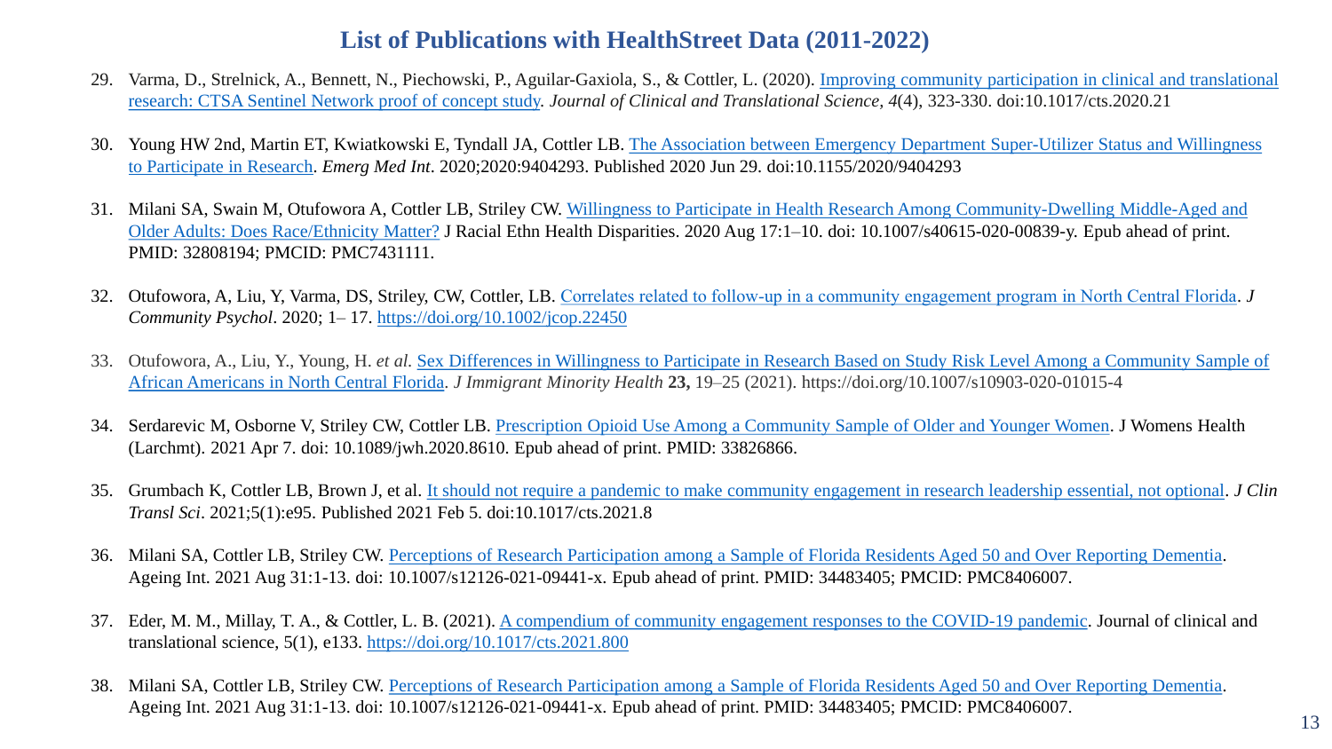# List of Publications with HealthStreet Data (2011-2022)

29. Varma, D., Strelnick, A., Bennett, N., Piechowski, P., Aguilar-Gaxiola, S., & Cottler, L. (2020). Improving community participation in clinical and translational research: CTSA Sentinel Network proof of concept study. *Journal of Clinical and Translational Science, 4*(4), 323-330. doi:10.1017/cts.2020.21

30. Young HW 2nd, Martin ET, Kwiatkowski E, Tyndall JA, Cottler LB. The Association between Emergency Department Super-Utilizer Status and Willingness to Participate in Research. *Emerg Med Int*. 2020;2020:9404293. Published 2020 Jun 29. doi:10.1155/2020/9404293

31. Milani SA, Swain M, Otufowora A, Cottler LB, Striley CW. Willingness to Participate in Health Research Among Community-Dwelling Middle-Aged and Older Adults: Does Race/Ethnicity Matter? J Racial Ethn Health Disparities. 2020 Aug 17:1–10. doi: 10.1007/s40615-020-00839-y. Epub ahead of print. PMID: 32808194; PMCID: PMC7431111.

32. Otufowora, A, Liu, Y, Varma, DS, Striley, CW, Cottler, LB. Correlates related to follow-up in a community engagement program in North Central Florida. *J Community Psychol*. 2020; 1– 17. https://doi.org/10.1002/jcop.22450

33. Otufowora, A., Liu, Y., Young, H. *et al.* Sex Differences in Willingness to Participate in Research Based on Study Risk Level Among a Community Sample of African Americans in North Central Florida. *J Immigrant Minority Health* **23,** 19–25 (2021). https://doi.org/10.1007/s10903-020-01015-4

34. Serdarevic M, Osborne V, Striley CW, Cottler LB. Prescription Opioid Use Among a Community Sample of Older and Younger Women. J Womens Health (Larchmt). 2021 Apr 7. doi: 10.1089/jwh.2020.8610. Epub ahead of print. PMID: 33826866.

35. Grumbach K, Cottler LB, Brown J, et al. It should not require a pandemic to make community engagement in research leadership essential, not optional. *J Clin Transl Sci*. 2021;5(1):e95. Published 2021 Feb 5. doi:10.1017/cts.2021.8

36. Milani SA, Cottler LB, Striley CW. Perceptions of Research Participation among a Sample of Florida Residents Aged 50 and Over Reporting Dementia. Ageing Int. 2021 Aug 31:1-13. doi: 10.1007/s12126-021-09441-x. Epub ahead of print. PMID: 34483405; PMCID: PMC8406007.

37. Eder, M. M., Millay, T. A., & Cottler, L. B. (2021). A compendium of community engagement responses to the COVID-19 pandemic. Journal of clinical and translational science, 5(1), e133. https://doi.org/10.1017/cts.2021.800

38. Milani SA, Cottler LB, Striley CW. Perceptions of Research Participation among a Sample of Florida Residents Aged 50 and Over Reporting Dementia. Ageing Int. 2021 Aug 31:1-13. doi: 10.1007/s12126-021-09441-x. Epub ahead of print. PMID: 34483405; PMCID: PMC8406007.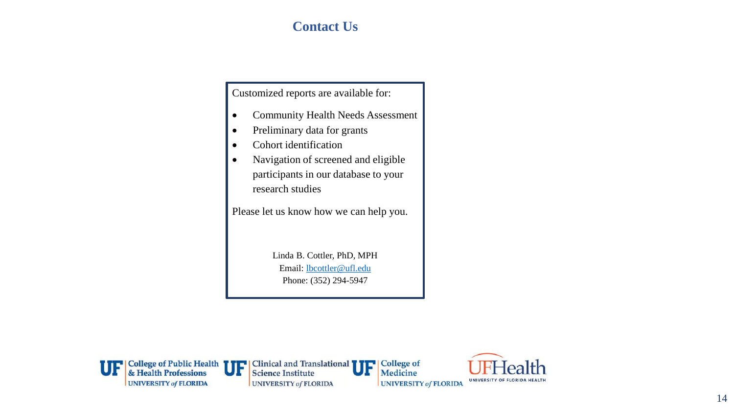# Contact Us

Customized reports are available for:

- Community Health Needs Assessment
- Preliminary data for grants
- Cohort identification
- Navigation of screened and eligible participants in our database to your research studies

Please let us know how we can help you.

Linda B. Cottler, PhD, MPH
Email: lbcottler@ufl.edu
Phone: (352) 294-5947

UF College of Public Health & Health Professions UNIVERSITY of FLORIDA

UF Clinical and Translational Science Institute UNIVERSITY of FLORIDA

UF College of Medicine UNIVERSITY of FLORIDA

UFHealth UNIVERSITY OF FLORIDA HEALTH